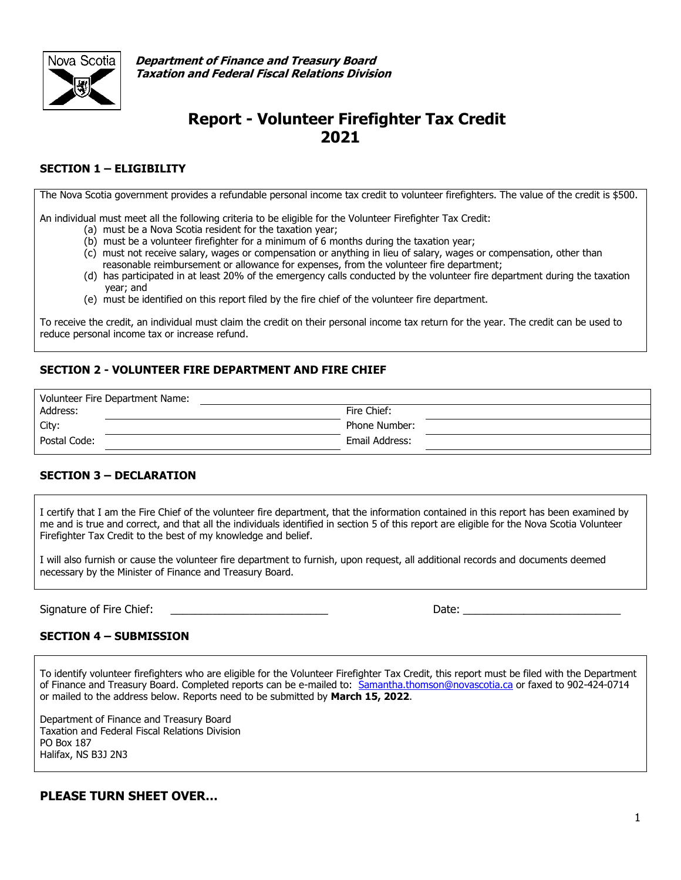**Department of Finance and Treasury Board**
**Taxation and Federal Fiscal Relations Division**

# Report - Volunteer Firefighter Tax Credit 2021

## SECTION 1 – ELIGIBILITY

The Nova Scotia government provides a refundable personal income tax credit to volunteer firefighters. The value of the credit is $500.

An individual must meet all the following criteria to be eligible for the Volunteer Firefighter Tax Credit:

- (a) must be a Nova Scotia resident for the taxation year;
- (b) must be a volunteer firefighter for a minimum of 6 months during the taxation year;
- (c) must not receive salary, wages or compensation or anything in lieu of salary, wages or compensation, other than reasonable reimbursement or allowance for expenses, from the volunteer fire department;
- (d) has participated in at least 20% of the emergency calls conducted by the volunteer fire department during the taxation year; and
- (e) must be identified on this report filed by the fire chief of the volunteer fire department.

To receive the credit, an individual must claim the credit on their personal income tax return for the year. The credit can be used to reduce personal income tax or increase refund.

## SECTION 2 - VOLUNTEER FIRE DEPARTMENT AND FIRE CHIEF

| Volunteer Fire Department Name: | | | |
|---|---|---|---|
| Address: | | Fire Chief: | |
| City: | | Phone Number: | |
| Postal Code: | | Email Address: | |

## SECTION 3 – DECLARATION

I certify that I am the Fire Chief of the volunteer fire department, that the information contained in this report has been examined by me and is true and correct, and that all the individuals identified in section 5 of this report are eligible for the Nova Scotia Volunteer Firefighter Tax Credit to the best of my knowledge and belief.

I will also furnish or cause the volunteer fire department to furnish, upon request, all additional records and documents deemed necessary by the Minister of Finance and Treasury Board.

Signature of Fire Chief: ___________________________ Date: ___________________________

## SECTION 4 – SUBMISSION

To identify volunteer firefighters who are eligible for the Volunteer Firefighter Tax Credit, this report must be filed with the Department of Finance and Treasury Board. Completed reports can be e-mailed to: Samantha.thomson@novascotia.ca or faxed to 902-424-0714 or mailed to the address below. Reports need to be submitted by **March 15, 2022**.

Department of Finance and Treasury Board
Taxation and Federal Fiscal Relations Division
PO Box 187
Halifax, NS B3J 2N3

## PLEASE TURN SHEET OVER…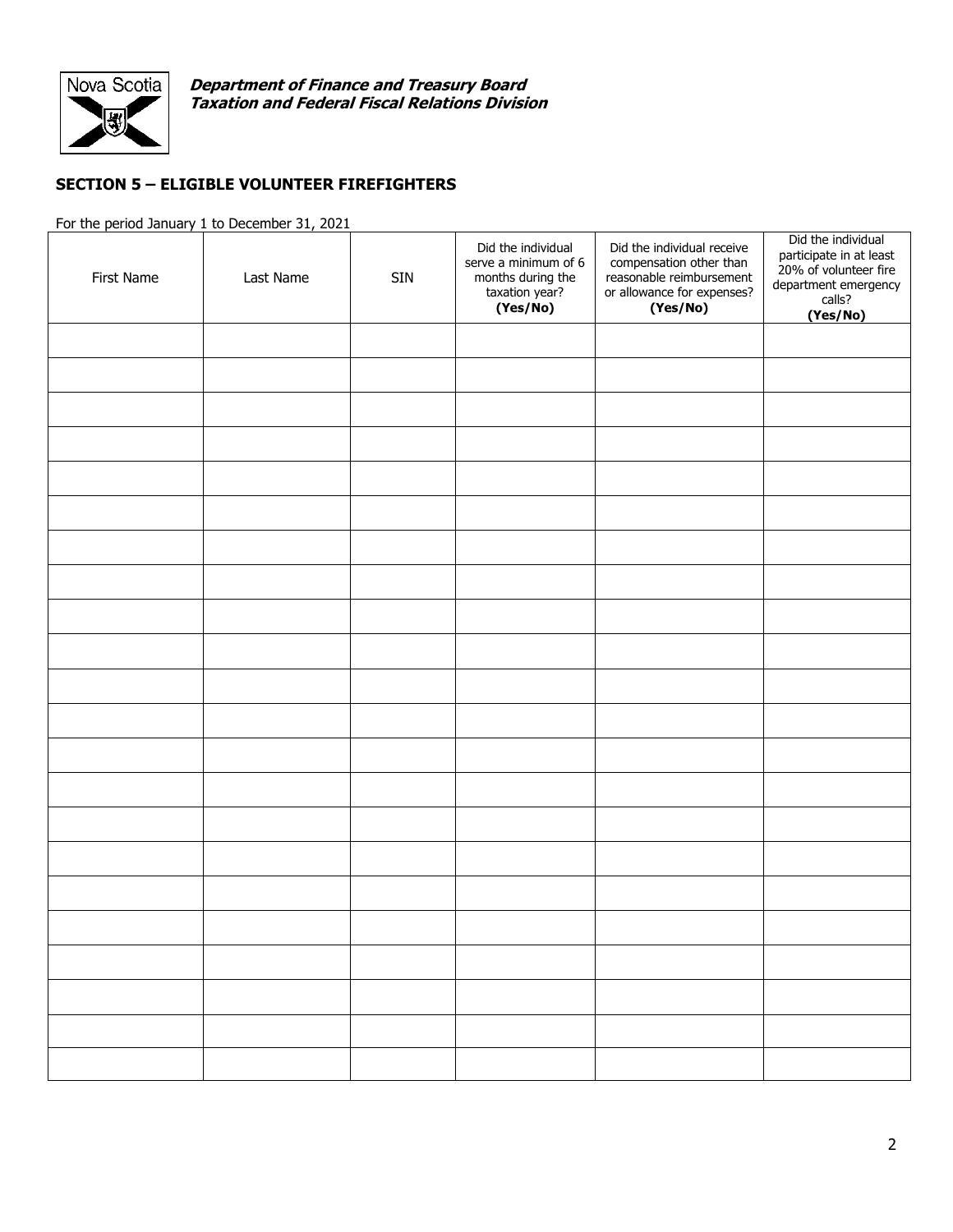**_Department of Finance and Treasury Board_**
**_Taxation and Federal Fiscal Relations Division_**

## SECTION 5 – ELIGIBLE VOLUNTEER FIREFIGHTERS

For the period January 1 to December 31, 2021

| First Name | Last Name | SIN | Did the individual serve a minimum of 6 months during the taxation year? **(Yes/No)** | Did the individual receive compensation other than reasonable reimbursement or allowance for expenses? **(Yes/No)** | Did the individual participate in at least 20% of volunteer fire department emergency calls? **(Yes/No)** |
|---|---|---|---|---|---|
| | | | | | |
| | | | | | |
| | | | | | |
| | | | | | |
| | | | | | |
| | | | | | |
| | | | | | |
| | | | | | |
| | | | | | |
| | | | | | |
| | | | | | |
| | | | | | |
| | | | | | |
| | | | | | |
| | | | | | |
| | | | | | |
| | | | | | |
| | | | | | |
| | | | | | |
| | | | | | |
| | | | | | |
| | | | | | |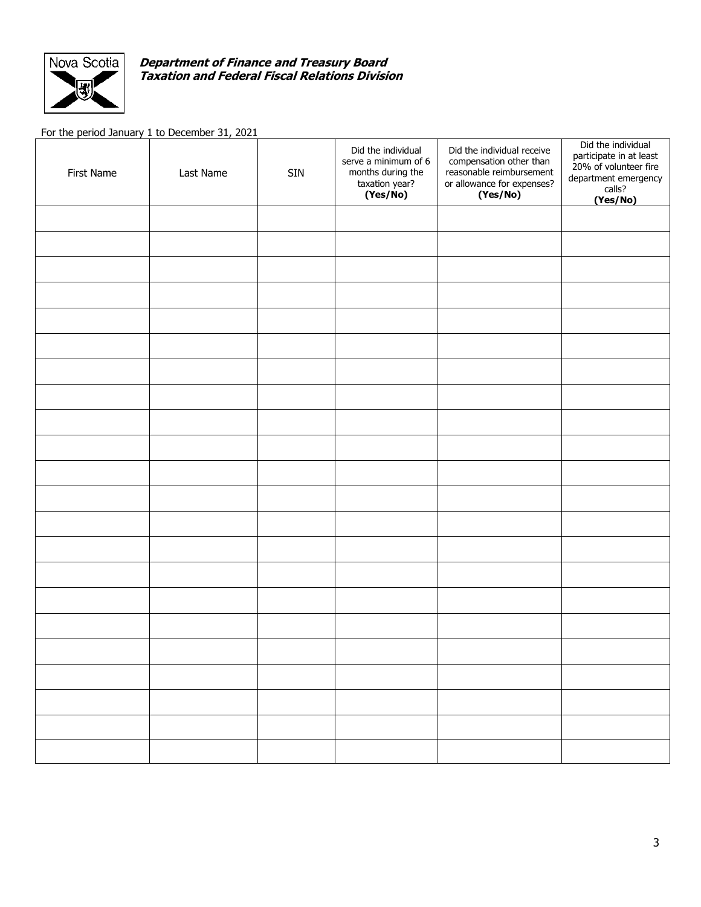**Department of Finance and Treasury Board**
**Taxation and Federal Fiscal Relations Division**

For the period January 1 to December 31, 2021

| First Name | Last Name | SIN | Did the individual serve a minimum of 6 months during the taxation year? **(Yes/No)** | Did the individual receive compensation other than reasonable reimbursement or allowance for expenses? **(Yes/No)** | Did the individual participate in at least 20% of volunteer fire department emergency calls? **(Yes/No)** |
|---|---|---|---|---|---|
| | | | | | |
| | | | | | |
| | | | | | |
| | | | | | |
| | | | | | |
| | | | | | |
| | | | | | |
| | | | | | |
| | | | | | |
| | | | | | |
| | | | | | |
| | | | | | |
| | | | | | |
| | | | | | |
| | | | | | |
| | | | | | |
| | | | | | |
| | | | | | |
| | | | | | |
| | | | | | |
| | | | | | |
| | | | | | |